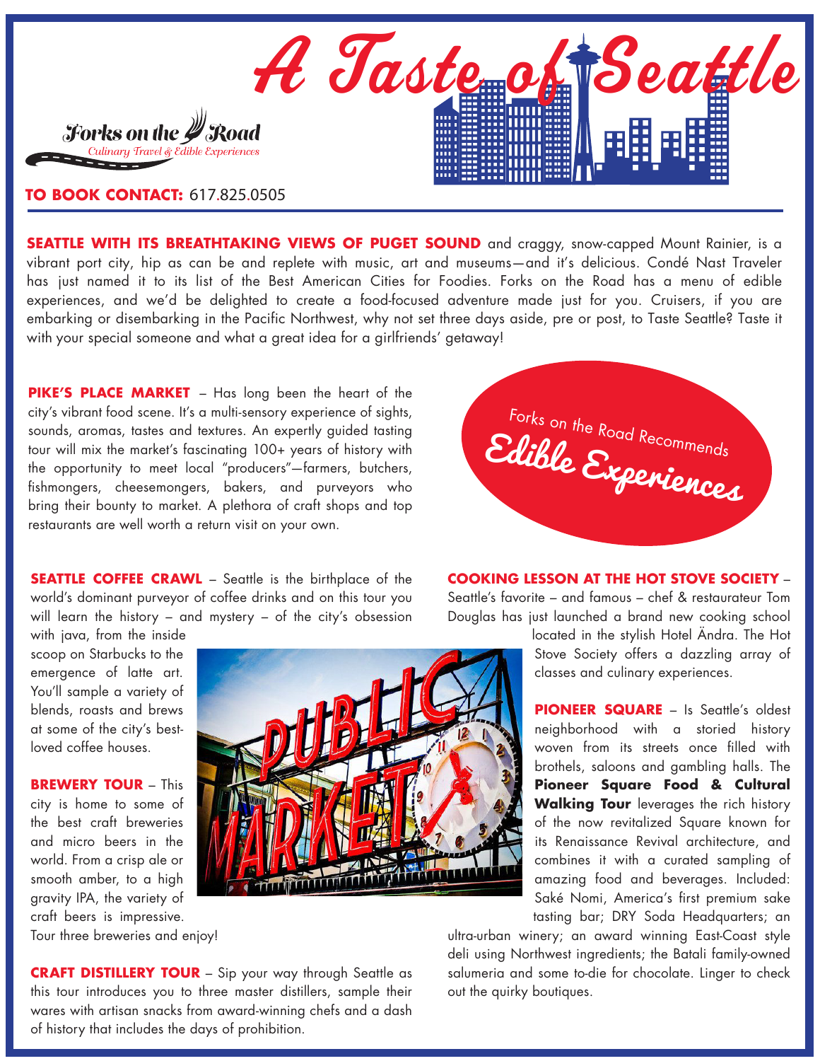# A Taste of Seattle

**Forks on the Road**
*Culinary Travel & Edible Experiences*

**TO BOOK CONTACT:** 617.825.0505

**SEATTLE WITH ITS BREATHTAKING VIEWS OF PUGET SOUND** and craggy, snow-capped Mount Rainier, is a vibrant port city, hip as can be and replete with music, art and museums—and it's delicious. Condé Nast Traveler has just named it to its list of the Best American Cities for Foodies. Forks on the Road has a menu of edible experiences, and we'd be delighted to create a food-focused adventure made just for you. Cruisers, if you are embarking or disembarking in the Pacific Northwest, why not set three days aside, pre or post, to Taste Seattle? Taste it with your special someone and what a great idea for a girlfriends' getaway!

## Forks on the Road Recommends Edible Experiences

**PIKE'S PLACE MARKET** – Has long been the heart of the city's vibrant food scene. It's a multi-sensory experience of sights, sounds, aromas, tastes and textures. An expertly guided tasting tour will mix the market's fascinating 100+ years of history with the opportunity to meet local "producers"—farmers, butchers, fishmongers, cheesemongers, bakers, and purveyors who bring their bounty to market. A plethora of craft shops and top restaurants are well worth a return visit on your own.

**SEATTLE COFFEE CRAWL** – Seattle is the birthplace of the world's dominant purveyor of coffee drinks and on this tour you will learn the history – and mystery – of the city's obsession with java, from the inside scoop on Starbucks to the emergence of latte art. You'll sample a variety of blends, roasts and brews at some of the city's best-loved coffee houses.

**BREWERY TOUR** – This city is home to some of the best craft breweries and micro beers in the world. From a crisp ale or smooth amber, to a high gravity IPA, the variety of craft beers is impressive. Tour three breweries and enjoy!

**CRAFT DISTILLERY TOUR** – Sip your way through Seattle as this tour introduces you to three master distillers, sample their wares with artisan snacks from award-winning chefs and a dash of history that includes the days of prohibition.

**COOKING LESSON AT THE HOT STOVE SOCIETY** – Seattle's favorite – and famous – chef & restaurateur Tom Douglas has just launched a brand new cooking school located in the stylish Hotel Ändra. The Hot Stove Society offers a dazzling array of classes and culinary experiences.

**PIONEER SQUARE** – Is Seattle's oldest neighborhood with a storied history woven from its streets once filled with brothels, saloons and gambling halls. The **Pioneer Square Food & Cultural Walking Tour** leverages the rich history of the now revitalized Square known for its Renaissance Revival architecture, and combines it with a curated sampling of amazing food and beverages. Included: Saké Nomi, America's first premium sake tasting bar; DRY Soda Headquarters; an ultra-urban winery; an award winning East-Coast style deli using Northwest ingredients; the Batali family-owned salumeria and some to-die for chocolate. Linger to check out the quirky boutiques.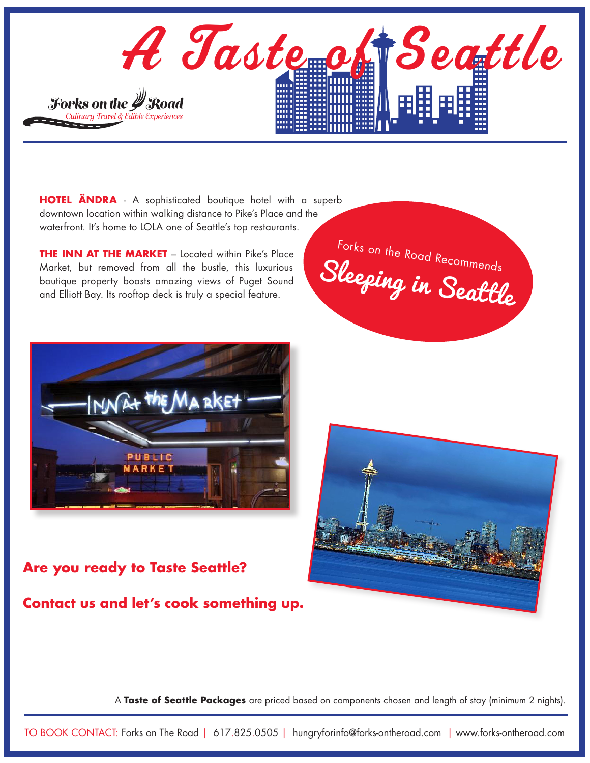# A Taste of Seattle

Forks on the Road
Culinary Travel & Edible Experiences

Forks on the Road Recommends
**Sleeping in Seattle**

**HOTEL ÄNDRA** - A sophisticated boutique hotel with a superb downtown location within walking distance to Pike's Place and the waterfront. It's home to LOLA one of Seattle's top restaurants.

**THE INN AT THE MARKET** – Located within Pike's Place Market, but removed from all the bustle, this luxurious boutique property boasts amazing views of Puget Sound and Elliott Bay. Its rooftop deck is truly a special feature.

**Are you ready to Taste Seattle?**

**Contact us and let's cook something up.**

A **Taste of Seattle Packages** are priced based on components chosen and length of stay (minimum 2 nights).

TO BOOK CONTACT: Forks on The Road | 617.825.0505 | hungryforinfo@forks-ontheroad.com | www.forks-ontheroad.com